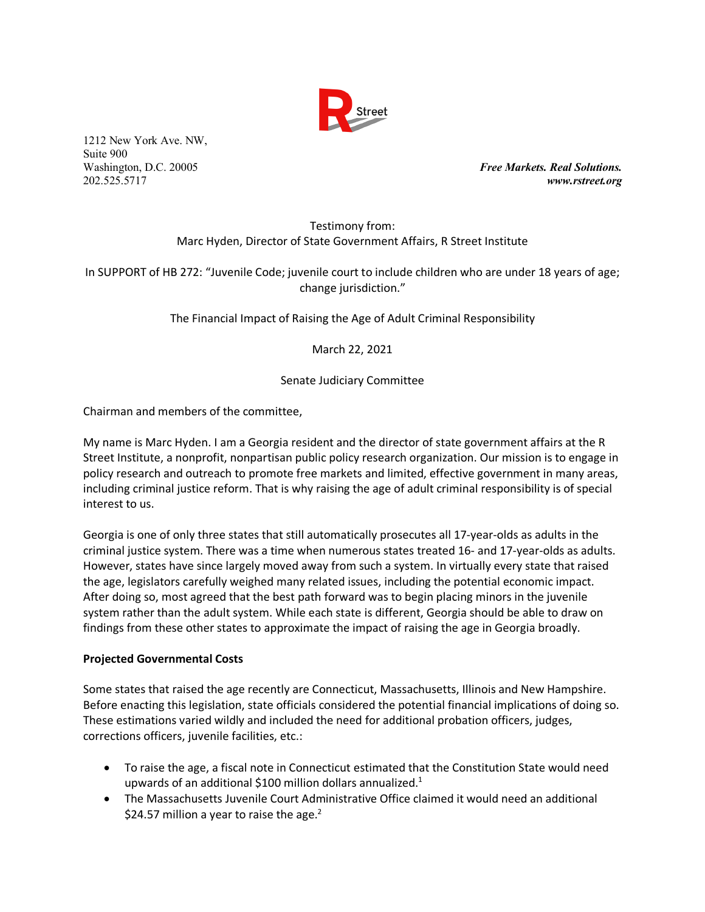R Street

1212 New York Ave. NW,
Suite 900
Washington, D.C. 20005
202.525.5717

***Free Markets. Real Solutions.***
***www.rstreet.org***

Testimony from:
Marc Hyden, Director of State Government Affairs, R Street Institute

In SUPPORT of HB 272: "Juvenile Code; juvenile court to include children who are under 18 years of age; change jurisdiction."

The Financial Impact of Raising the Age of Adult Criminal Responsibility

March 22, 2021

Senate Judiciary Committee

Chairman and members of the committee,

My name is Marc Hyden. I am a Georgia resident and the director of state government affairs at the R Street Institute, a nonprofit, nonpartisan public policy research organization. Our mission is to engage in policy research and outreach to promote free markets and limited, effective government in many areas, including criminal justice reform. That is why raising the age of adult criminal responsibility is of special interest to us.

Georgia is one of only three states that still automatically prosecutes all 17-year-olds as adults in the criminal justice system. There was a time when numerous states treated 16- and 17-year-olds as adults. However, states have since largely moved away from such a system. In virtually every state that raised the age, legislators carefully weighed many related issues, including the potential economic impact. After doing so, most agreed that the best path forward was to begin placing minors in the juvenile system rather than the adult system. While each state is different, Georgia should be able to draw on findings from these other states to approximate the impact of raising the age in Georgia broadly.

**Projected Governmental Costs**

Some states that raised the age recently are Connecticut, Massachusetts, Illinois and New Hampshire. Before enacting this legislation, state officials considered the potential financial implications of doing so. These estimations varied wildly and included the need for additional probation officers, judges, corrections officers, juvenile facilities, etc.:

- To raise the age, a fiscal note in Connecticut estimated that the Constitution State would need upwards of an additional $100 million dollars annualized.[1]
- The Massachusetts Juvenile Court Administrative Office claimed it would need an additional $24.57 million a year to raise the age.[2]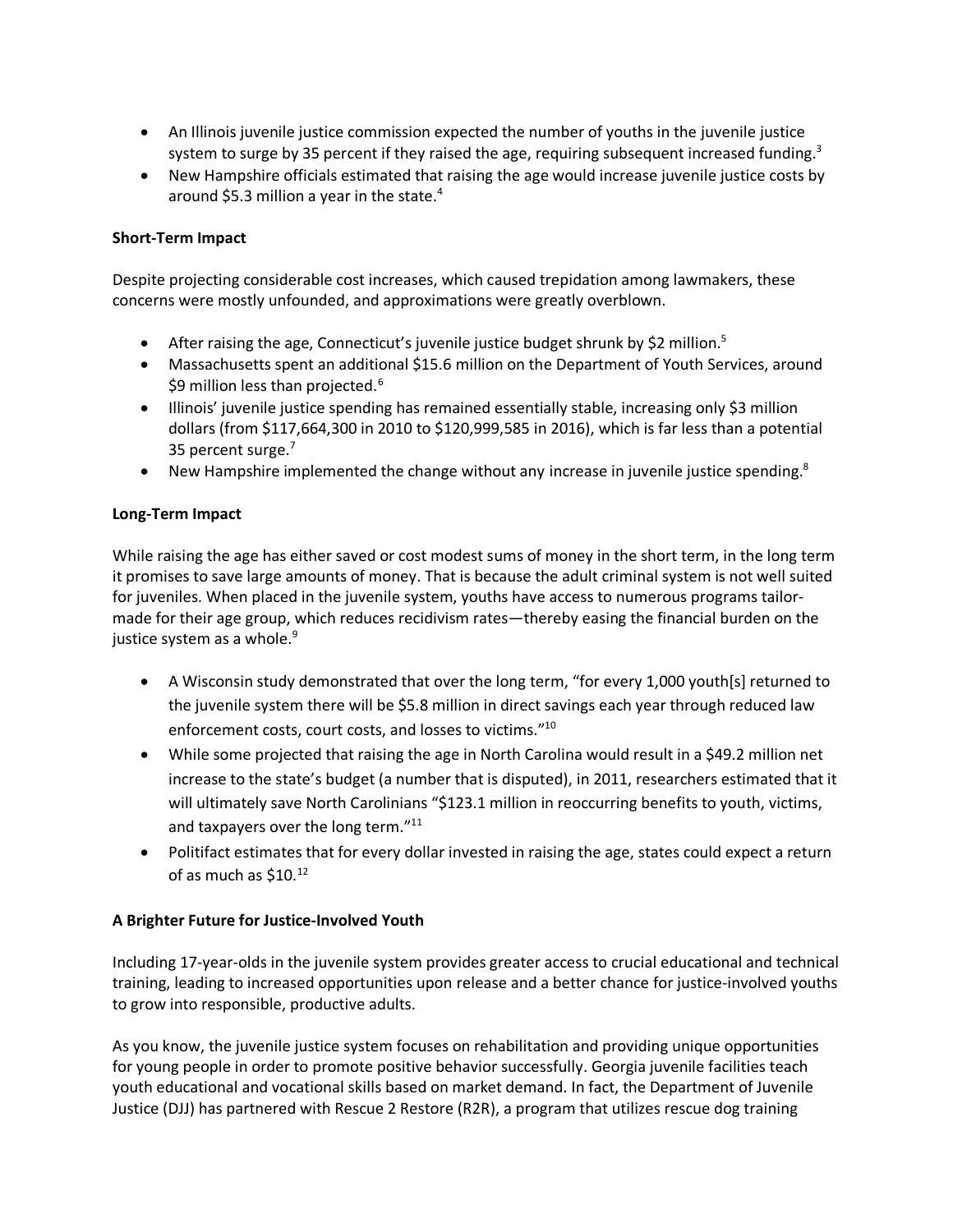- An Illinois juvenile justice commission expected the number of youths in the juvenile justice system to surge by 35 percent if they raised the age, requiring subsequent increased funding.[3]
- New Hampshire officials estimated that raising the age would increase juvenile justice costs by around $5.3 million a year in the state.[4]

**Short-Term Impact**

Despite projecting considerable cost increases, which caused trepidation among lawmakers, these concerns were mostly unfounded, and approximations were greatly overblown.

- After raising the age, Connecticut's juvenile justice budget shrunk by $2 million.[5]
- Massachusetts spent an additional $15.6 million on the Department of Youth Services, around $9 million less than projected.[6]
- Illinois' juvenile justice spending has remained essentially stable, increasing only $3 million dollars (from $117,664,300 in 2010 to $120,999,585 in 2016), which is far less than a potential 35 percent surge.[7]
- New Hampshire implemented the change without any increase in juvenile justice spending.[8]

**Long-Term Impact**

While raising the age has either saved or cost modest sums of money in the short term, in the long term it promises to save large amounts of money. That is because the adult criminal system is not well suited for juveniles. When placed in the juvenile system, youths have access to numerous programs tailor-made for their age group, which reduces recidivism rates—thereby easing the financial burden on the justice system as a whole.[9]

- A Wisconsin study demonstrated that over the long term, "for every 1,000 youth[s] returned to the juvenile system there will be $5.8 million in direct savings each year through reduced law enforcement costs, court costs, and losses to victims."[10]
- While some projected that raising the age in North Carolina would result in a $49.2 million net increase to the state's budget (a number that is disputed), in 2011, researchers estimated that it will ultimately save North Carolinians "$123.1 million in reoccurring benefits to youth, victims, and taxpayers over the long term."[11]
- Politifact estimates that for every dollar invested in raising the age, states could expect a return of as much as $10.[12]

**A Brighter Future for Justice-Involved Youth**

Including 17-year-olds in the juvenile system provides greater access to crucial educational and technical training, leading to increased opportunities upon release and a better chance for justice-involved youths to grow into responsible, productive adults.

As you know, the juvenile justice system focuses on rehabilitation and providing unique opportunities for young people in order to promote positive behavior successfully. Georgia juvenile facilities teach youth educational and vocational skills based on market demand. In fact, the Department of Juvenile Justice (DJJ) has partnered with Rescue 2 Restore (R2R), a program that utilizes rescue dog training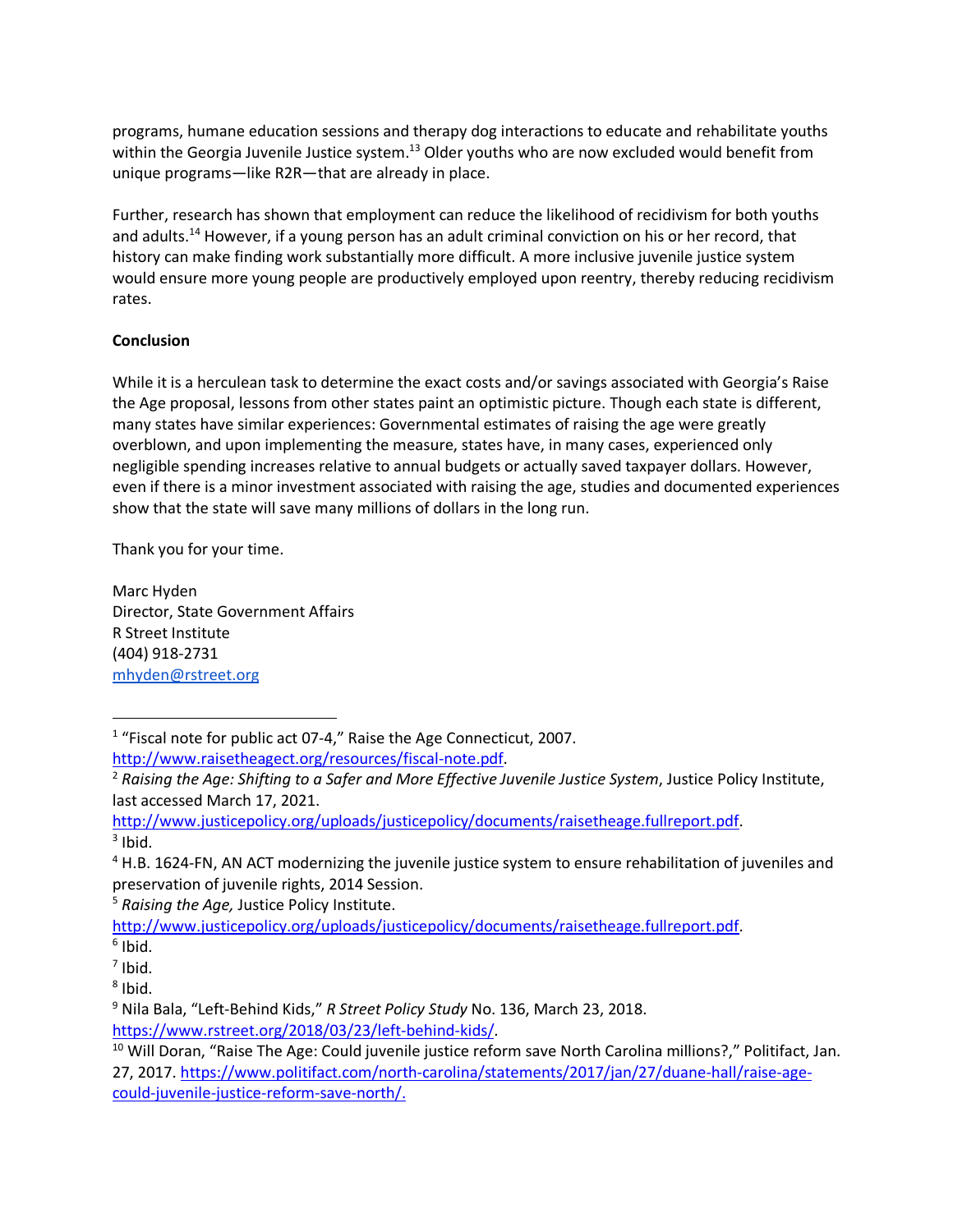programs, humane education sessions and therapy dog interactions to educate and rehabilitate youths within the Georgia Juvenile Justice system.[13] Older youths who are now excluded would benefit from unique programs—like R2R—that are already in place.

Further, research has shown that employment can reduce the likelihood of recidivism for both youths and adults.[14] However, if a young person has an adult criminal conviction on his or her record, that history can make finding work substantially more difficult. A more inclusive juvenile justice system would ensure more young people are productively employed upon reentry, thereby reducing recidivism rates.

**Conclusion**

While it is a herculean task to determine the exact costs and/or savings associated with Georgia's Raise the Age proposal, lessons from other states paint an optimistic picture. Though each state is different, many states have similar experiences: Governmental estimates of raising the age were greatly overblown, and upon implementing the measure, states have, in many cases, experienced only negligible spending increases relative to annual budgets or actually saved taxpayer dollars. However, even if there is a minor investment associated with raising the age, studies and documented experiences show that the state will save many millions of dollars in the long run.

Thank you for your time.

Marc Hyden
Director, State Government Affairs
R Street Institute
(404) 918-2731
mhyden@rstreet.org

---

[1] "Fiscal note for public act 07-4," Raise the Age Connecticut, 2007. http://www.raisetheagect.org/resources/fiscal-note.pdf.

[2] *Raising the Age: Shifting to a Safer and More Effective Juvenile Justice System*, Justice Policy Institute, last accessed March 17, 2021. http://www.justicepolicy.org/uploads/justicepolicy/documents/raisetheage.fullreport.pdf.

[3] Ibid.

[4] H.B. 1624-FN, AN ACT modernizing the juvenile justice system to ensure rehabilitation of juveniles and preservation of juvenile rights, 2014 Session.

[5] *Raising the Age,* Justice Policy Institute. http://www.justicepolicy.org/uploads/justicepolicy/documents/raisetheage.fullreport.pdf.

[6] Ibid.

[7] Ibid.

[8] Ibid.

[9] Nila Bala, "Left-Behind Kids," *R Street Policy Study* No. 136, March 23, 2018. https://www.rstreet.org/2018/03/23/left-behind-kids/.

[10] Will Doran, "Raise The Age: Could juvenile justice reform save North Carolina millions?," Politifact, Jan. 27, 2017. https://www.politifact.com/north-carolina/statements/2017/jan/27/duane-hall/raise-age-could-juvenile-justice-reform-save-north/.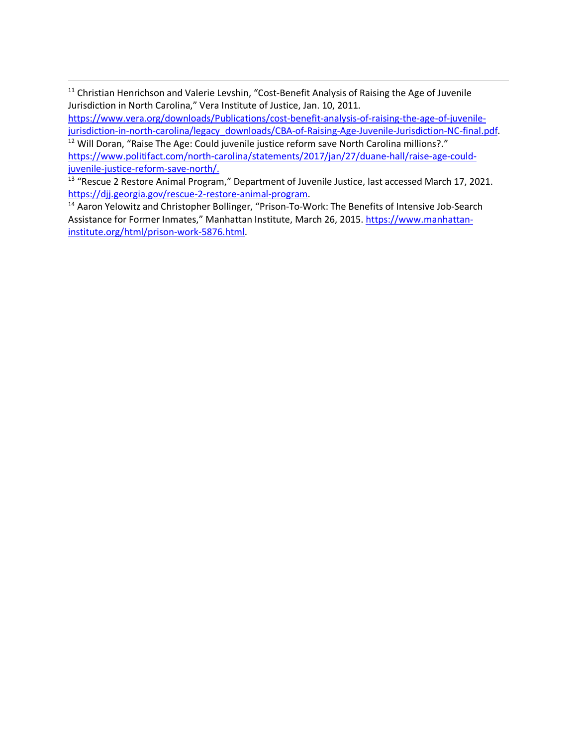[11] Christian Henrichson and Valerie Levshin, "Cost-Benefit Analysis of Raising the Age of Juvenile Jurisdiction in North Carolina," Vera Institute of Justice, Jan. 10, 2011. https://www.vera.org/downloads/Publications/cost-benefit-analysis-of-raising-the-age-of-juvenile-jurisdiction-in-north-carolina/legacy_downloads/CBA-of-Raising-Age-Juvenile-Jurisdiction-NC-final.pdf.

[12] Will Doran, "Raise The Age: Could juvenile justice reform save North Carolina millions?." https://www.politifact.com/north-carolina/statements/2017/jan/27/duane-hall/raise-age-could-juvenile-justice-reform-save-north/.

[13] "Rescue 2 Restore Animal Program," Department of Juvenile Justice, last accessed March 17, 2021. https://djj.georgia.gov/rescue-2-restore-animal-program.

[14] Aaron Yelowitz and Christopher Bollinger, "Prison-To-Work: The Benefits of Intensive Job-Search Assistance for Former Inmates," Manhattan Institute, March 26, 2015. https://www.manhattan-institute.org/html/prison-work-5876.html.